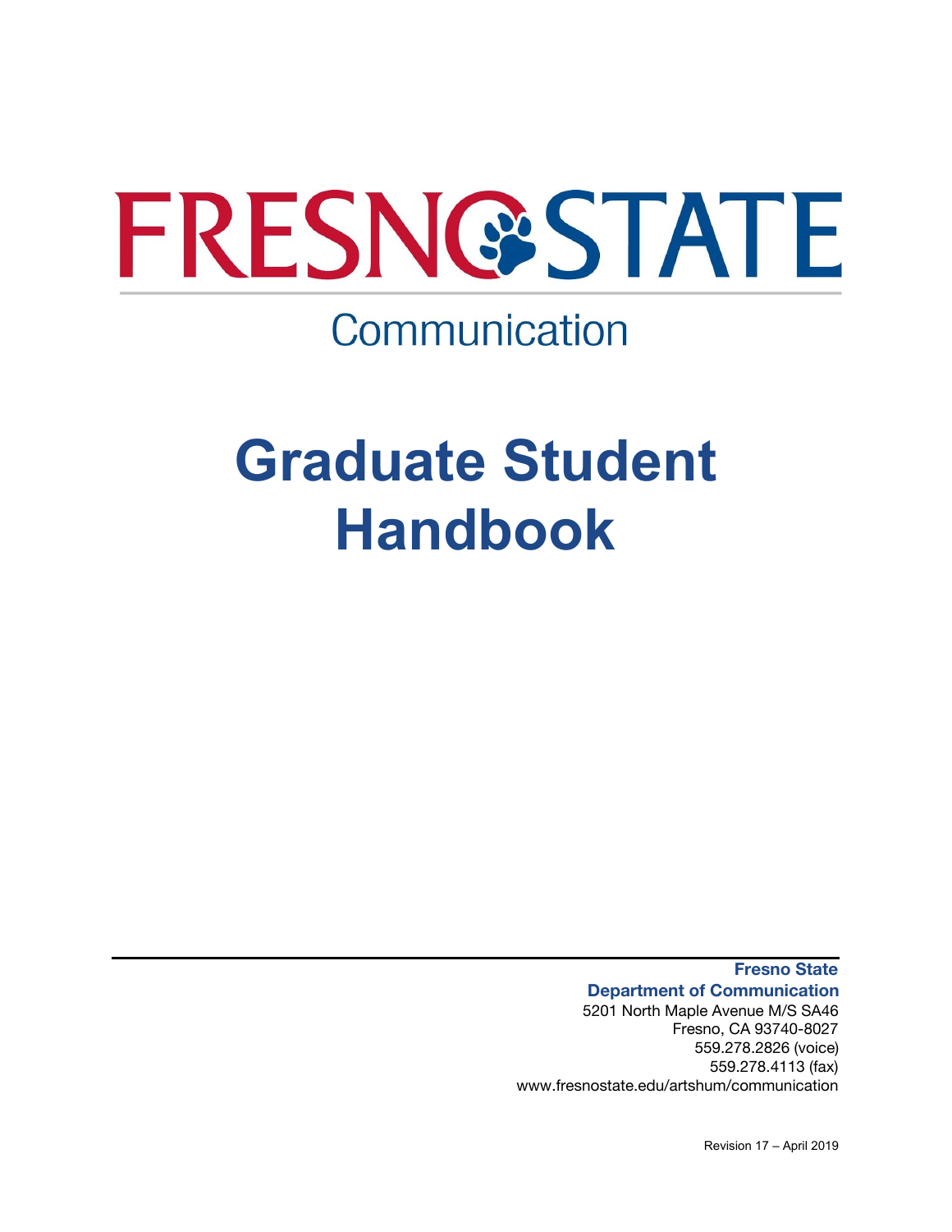# FRESNO STATE

Communication

# Graduate Student Handbook

**Fresno State**
**Department of Communication**
5201 North Maple Avenue M/S SA46
Fresno, CA 93740-8027
559.278.2826 (voice)
559.278.4113 (fax)
www.fresnostate.edu/artshum/communication

Revision 17 – April 2019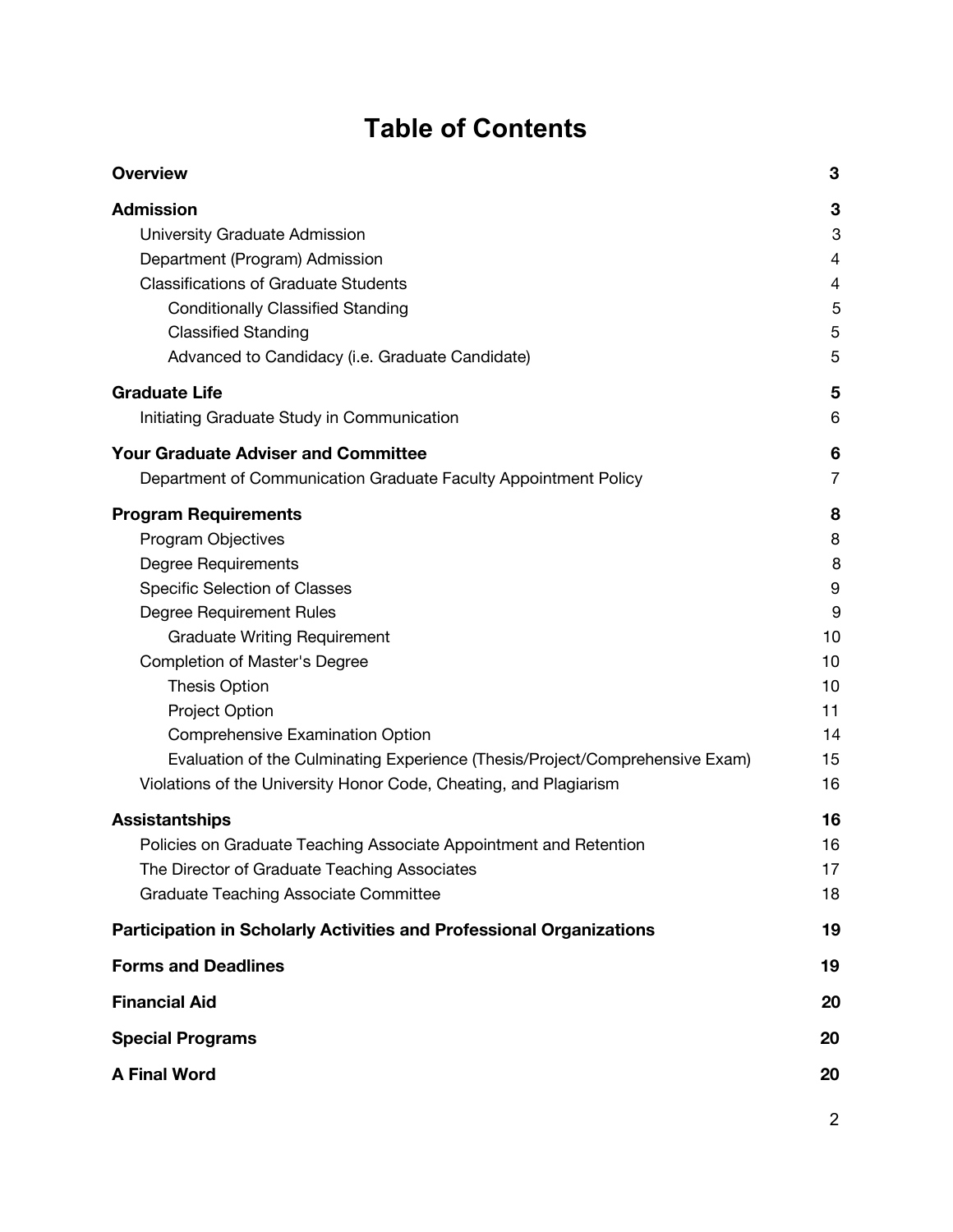# Table of Contents

| | |
|---|---|
| **Overview** | **3** |
| **Admission** | **3** |
| University Graduate Admission | 3 |
| Department (Program) Admission | 4 |
| Classifications of Graduate Students | 4 |
| Conditionally Classified Standing | 5 |
| Classified Standing | 5 |
| Advanced to Candidacy (i.e. Graduate Candidate) | 5 |
| **Graduate Life** | **5** |
| Initiating Graduate Study in Communication | 6 |
| **Your Graduate Adviser and Committee** | **6** |
| Department of Communication Graduate Faculty Appointment Policy | 7 |
| **Program Requirements** | **8** |
| Program Objectives | 8 |
| Degree Requirements | 8 |
| Specific Selection of Classes | 9 |
| Degree Requirement Rules | 9 |
| Graduate Writing Requirement | 10 |
| Completion of Master's Degree | 10 |
| Thesis Option | 10 |
| Project Option | 11 |
| Comprehensive Examination Option | 14 |
| Evaluation of the Culminating Experience (Thesis/Project/Comprehensive Exam) | 15 |
| Violations of the University Honor Code, Cheating, and Plagiarism | 16 |
| **Assistantships** | **16** |
| Policies on Graduate Teaching Associate Appointment and Retention | 16 |
| The Director of Graduate Teaching Associates | 17 |
| Graduate Teaching Associate Committee | 18 |
| **Participation in Scholarly Activities and Professional Organizations** | **19** |
| **Forms and Deadlines** | **19** |
| **Financial Aid** | **20** |
| **Special Programs** | **20** |
| **A Final Word** | **20** |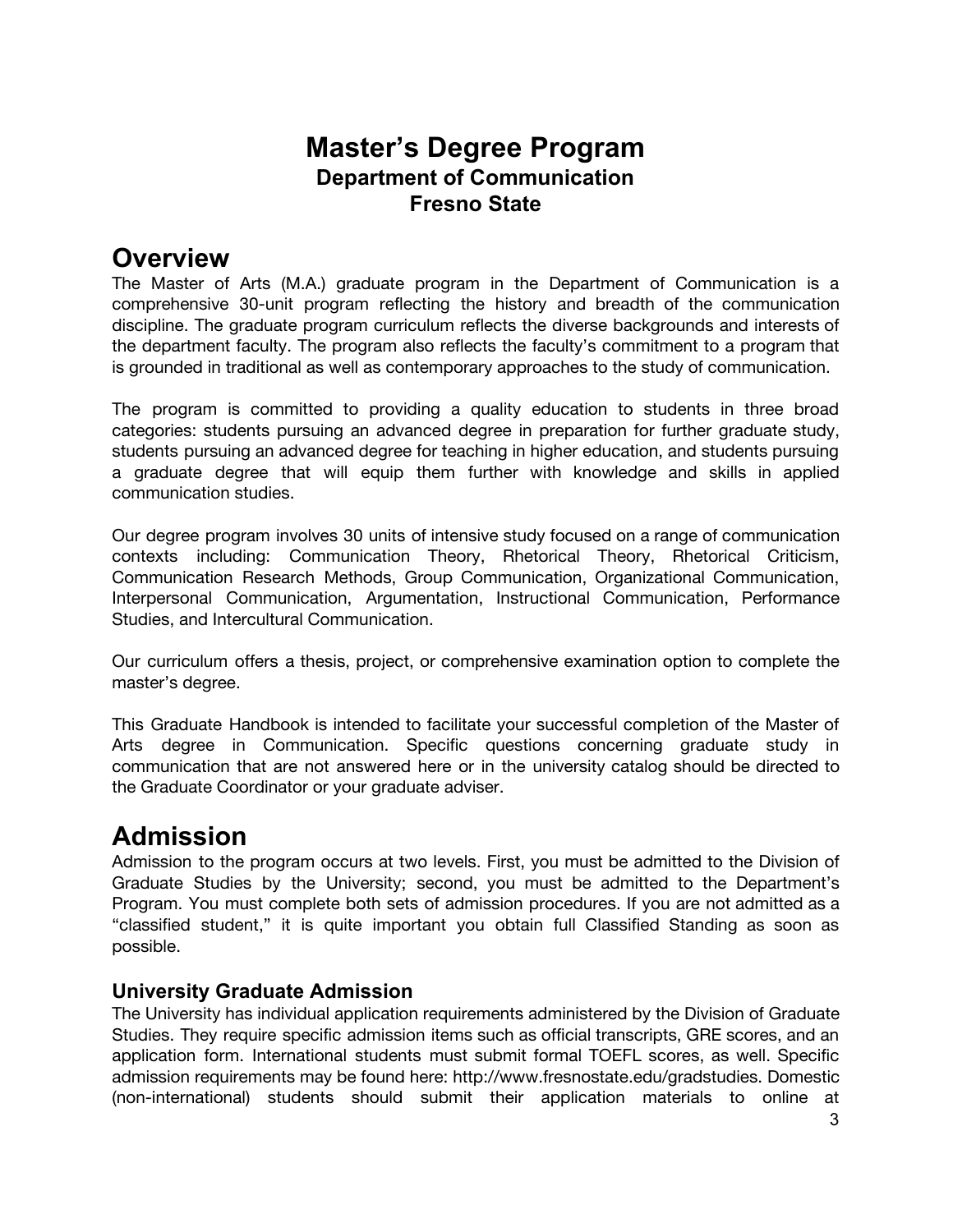# Master's Degree Program
### Department of Communication
### Fresno State

## Overview

The Master of Arts (M.A.) graduate program in the Department of Communication is a comprehensive 30-unit program reflecting the history and breadth of the communication discipline. The graduate program curriculum reflects the diverse backgrounds and interests of the department faculty. The program also reflects the faculty's commitment to a program that is grounded in traditional as well as contemporary approaches to the study of communication.

The program is committed to providing a quality education to students in three broad categories: students pursuing an advanced degree in preparation for further graduate study, students pursuing an advanced degree for teaching in higher education, and students pursuing a graduate degree that will equip them further with knowledge and skills in applied communication studies.

Our degree program involves 30 units of intensive study focused on a range of communication contexts including: Communication Theory, Rhetorical Theory, Rhetorical Criticism, Communication Research Methods, Group Communication, Organizational Communication, Interpersonal Communication, Argumentation, Instructional Communication, Performance Studies, and Intercultural Communication.

Our curriculum offers a thesis, project, or comprehensive examination option to complete the master's degree.

This Graduate Handbook is intended to facilitate your successful completion of the Master of Arts degree in Communication. Specific questions concerning graduate study in communication that are not answered here or in the university catalog should be directed to the Graduate Coordinator or your graduate adviser.

## Admission

Admission to the program occurs at two levels. First, you must be admitted to the Division of Graduate Studies by the University; second, you must be admitted to the Department's Program. You must complete both sets of admission procedures. If you are not admitted as a "classified student," it is quite important you obtain full Classified Standing as soon as possible.

### University Graduate Admission

The University has individual application requirements administered by the Division of Graduate Studies. They require specific admission items such as official transcripts, GRE scores, and an application form. International students must submit formal TOEFL scores, as well. Specific admission requirements may be found here: http://www.fresnostate.edu/gradstudies. Domestic (non-international) students should submit their application materials to online at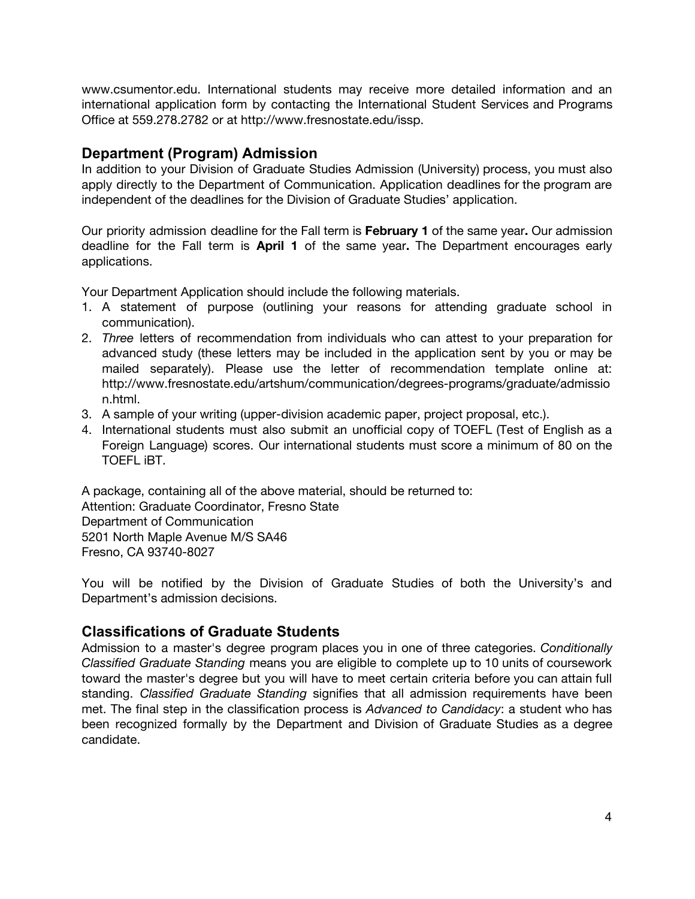www.csumentor.edu. International students may receive more detailed information and an international application form by contacting the International Student Services and Programs Office at 559.278.2782 or at http://www.fresnostate.edu/issp.

## Department (Program) Admission

In addition to your Division of Graduate Studies Admission (University) process, you must also apply directly to the Department of Communication. Application deadlines for the program are independent of the deadlines for the Division of Graduate Studies' application.

Our priority admission deadline for the Fall term is **February 1** of the same year**.** Our admission deadline for the Fall term is **April 1** of the same year**.** The Department encourages early applications.

Your Department Application should include the following materials.

1. A statement of purpose (outlining your reasons for attending graduate school in communication).
2. *Three* letters of recommendation from individuals who can attest to your preparation for advanced study (these letters may be included in the application sent by you or may be mailed separately). Please use the letter of recommendation template online at: http://www.fresnostate.edu/artshum/communication/degrees-programs/graduate/admission.html.
3. A sample of your writing (upper-division academic paper, project proposal, etc.).
4. International students must also submit an unofficial copy of TOEFL (Test of English as a Foreign Language) scores. Our international students must score a minimum of 80 on the TOEFL iBT.

A package, containing all of the above material, should be returned to:
Attention: Graduate Coordinator, Fresno State
Department of Communication
5201 North Maple Avenue M/S SA46
Fresno, CA 93740-8027

You will be notified by the Division of Graduate Studies of both the University's and Department's admission decisions.

## Classifications of Graduate Students

Admission to a master's degree program places you in one of three categories. *Conditionally Classified Graduate Standing* means you are eligible to complete up to 10 units of coursework toward the master's degree but you will have to meet certain criteria before you can attain full standing. *Classified Graduate Standing* signifies that all admission requirements have been met. The final step in the classification process is *Advanced to Candidacy*: a student who has been recognized formally by the Department and Division of Graduate Studies as a degree candidate.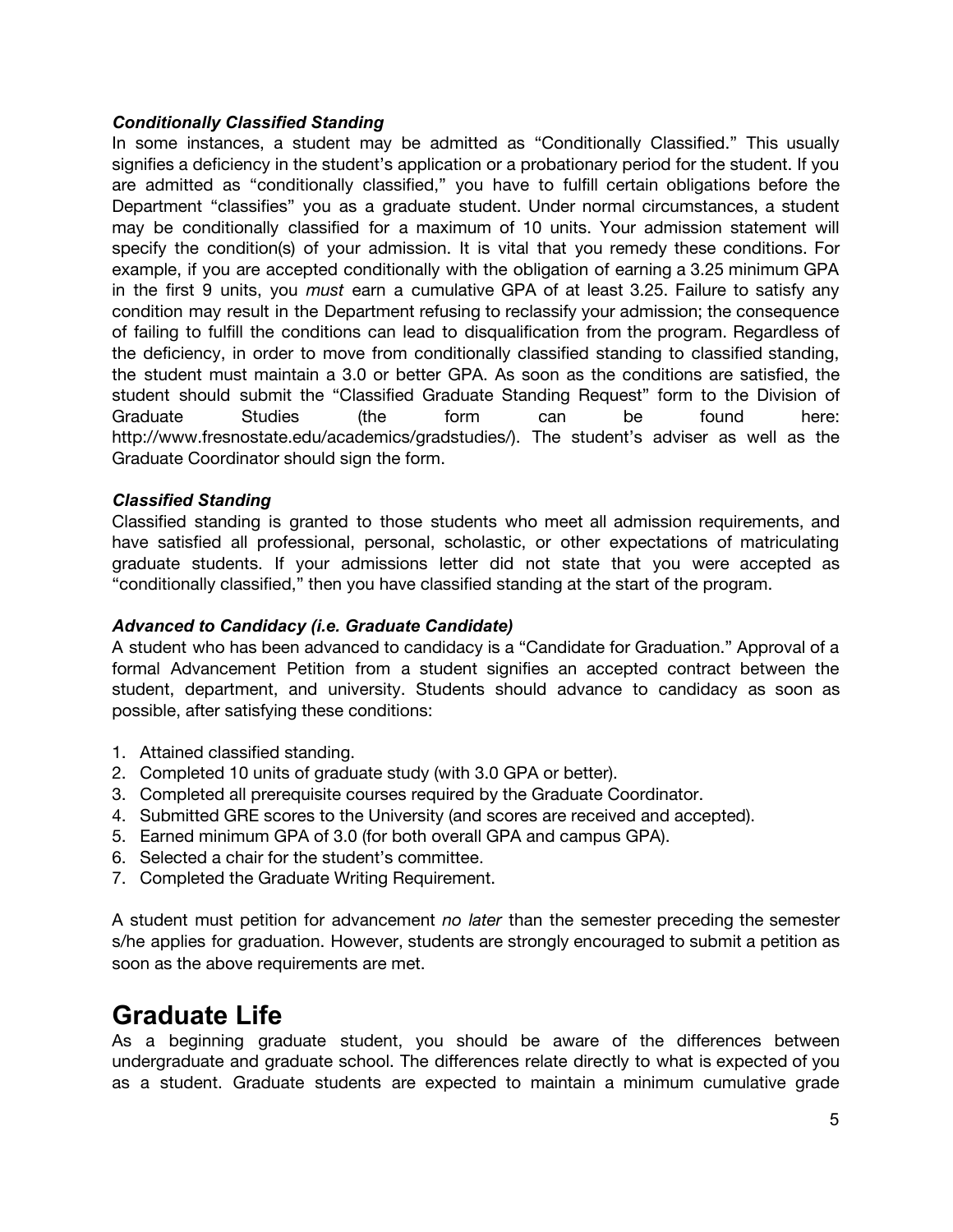### *Conditionally Classified Standing*

In some instances, a student may be admitted as "Conditionally Classified." This usually signifies a deficiency in the student's application or a probationary period for the student. If you are admitted as "conditionally classified," you have to fulfill certain obligations before the Department "classifies" you as a graduate student. Under normal circumstances, a student may be conditionally classified for a maximum of 10 units. Your admission statement will specify the condition(s) of your admission. It is vital that you remedy these conditions. For example, if you are accepted conditionally with the obligation of earning a 3.25 minimum GPA in the first 9 units, you *must* earn a cumulative GPA of at least 3.25. Failure to satisfy any condition may result in the Department refusing to reclassify your admission; the consequence of failing to fulfill the conditions can lead to disqualification from the program. Regardless of the deficiency, in order to move from conditionally classified standing to classified standing, the student must maintain a 3.0 or better GPA. As soon as the conditions are satisfied, the student should submit the "Classified Graduate Standing Request" form to the Division of Graduate Studies (the form can be found here: http://www.fresnostate.edu/academics/gradstudies/). The student's adviser as well as the Graduate Coordinator should sign the form.

### *Classified Standing*

Classified standing is granted to those students who meet all admission requirements, and have satisfied all professional, personal, scholastic, or other expectations of matriculating graduate students. If your admissions letter did not state that you were accepted as "conditionally classified," then you have classified standing at the start of the program.

### *Advanced to Candidacy (i.e. Graduate Candidate)*

A student who has been advanced to candidacy is a "Candidate for Graduation." Approval of a formal Advancement Petition from a student signifies an accepted contract between the student, department, and university. Students should advance to candidacy as soon as possible, after satisfying these conditions:

1. Attained classified standing.
2. Completed 10 units of graduate study (with 3.0 GPA or better).
3. Completed all prerequisite courses required by the Graduate Coordinator.
4. Submitted GRE scores to the University (and scores are received and accepted).
5. Earned minimum GPA of 3.0 (for both overall GPA and campus GPA).
6. Selected a chair for the student's committee.
7. Completed the Graduate Writing Requirement.

A student must petition for advancement *no later* than the semester preceding the semester s/he applies for graduation. However, students are strongly encouraged to submit a petition as soon as the above requirements are met.

# Graduate Life

As a beginning graduate student, you should be aware of the differences between undergraduate and graduate school. The differences relate directly to what is expected of you as a student. Graduate students are expected to maintain a minimum cumulative grade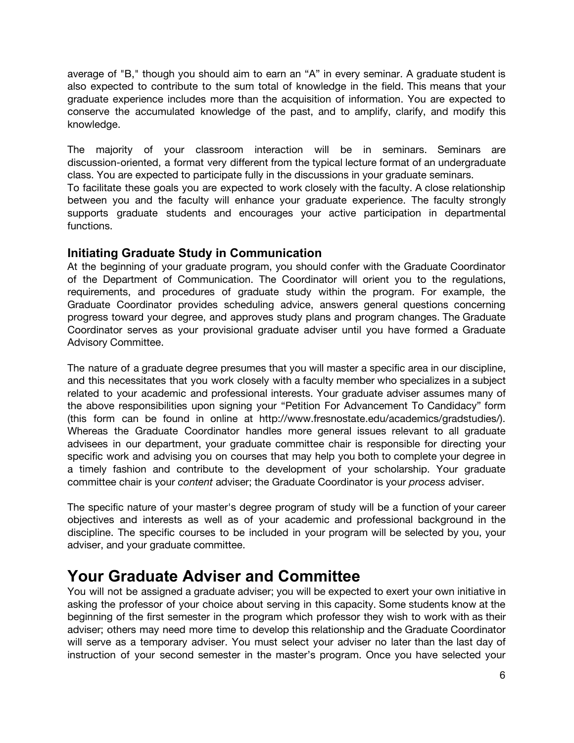average of "B," though you should aim to earn an “A” in every seminar. A graduate student is also expected to contribute to the sum total of knowledge in the field. This means that your graduate experience includes more than the acquisition of information. You are expected to conserve the accumulated knowledge of the past, and to amplify, clarify, and modify this knowledge.

The majority of your classroom interaction will be in seminars. Seminars are discussion-oriented, a format very different from the typical lecture format of an undergraduate class. You are expected to participate fully in the discussions in your graduate seminars.
To facilitate these goals you are expected to work closely with the faculty. A close relationship between you and the faculty will enhance your graduate experience. The faculty strongly supports graduate students and encourages your active participation in departmental functions.

### Initiating Graduate Study in Communication

At the beginning of your graduate program, you should confer with the Graduate Coordinator of the Department of Communication. The Coordinator will orient you to the regulations, requirements, and procedures of graduate study within the program. For example, the Graduate Coordinator provides scheduling advice, answers general questions concerning progress toward your degree, and approves study plans and program changes. The Graduate Coordinator serves as your provisional graduate adviser until you have formed a Graduate Advisory Committee.

The nature of a graduate degree presumes that you will master a specific area in our discipline, and this necessitates that you work closely with a faculty member who specializes in a subject related to your academic and professional interests. Your graduate adviser assumes many of the above responsibilities upon signing your “Petition For Advancement To Candidacy” form (this form can be found in online at http://www.fresnostate.edu/academics/gradstudies/). Whereas the Graduate Coordinator handles more general issues relevant to all graduate advisees in our department, your graduate committee chair is responsible for directing your specific work and advising you on courses that may help you both to complete your degree in a timely fashion and contribute to the development of your scholarship. Your graduate committee chair is your *content* adviser; the Graduate Coordinator is your *process* adviser.

The specific nature of your master's degree program of study will be a function of your career objectives and interests as well as of your academic and professional background in the discipline. The specific courses to be included in your program will be selected by you, your adviser, and your graduate committee.

## Your Graduate Adviser and Committee

You will not be assigned a graduate adviser; you will be expected to exert your own initiative in asking the professor of your choice about serving in this capacity. Some students know at the beginning of the first semester in the program which professor they wish to work with as their adviser; others may need more time to develop this relationship and the Graduate Coordinator will serve as a temporary adviser. You must select your adviser no later than the last day of instruction of your second semester in the master’s program. Once you have selected your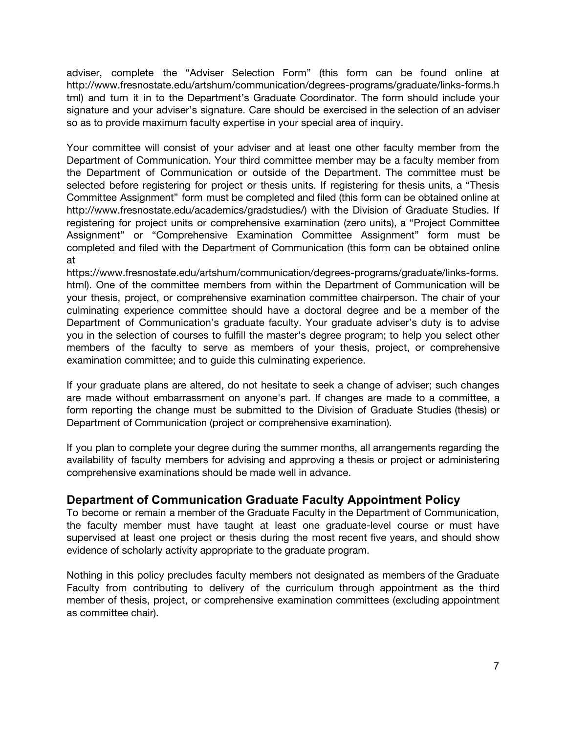adviser, complete the "Adviser Selection Form" (this form can be found online at http://www.fresnostate.edu/artshum/communication/degrees-programs/graduate/links-forms.html) and turn it in to the Department's Graduate Coordinator. The form should include your signature and your adviser's signature. Care should be exercised in the selection of an adviser so as to provide maximum faculty expertise in your special area of inquiry.

Your committee will consist of your adviser and at least one other faculty member from the Department of Communication. Your third committee member may be a faculty member from the Department of Communication or outside of the Department. The committee must be selected before registering for project or thesis units. If registering for thesis units, a "Thesis Committee Assignment" form must be completed and filed (this form can be obtained online at http://www.fresnostate.edu/academics/gradstudies/) with the Division of Graduate Studies. If registering for project units or comprehensive examination (zero units), a "Project Committee Assignment" or "Comprehensive Examination Committee Assignment" form must be completed and filed with the Department of Communication (this form can be obtained online at https://www.fresnostate.edu/artshum/communication/degrees-programs/graduate/links-forms.html). One of the committee members from within the Department of Communication will be your thesis, project, or comprehensive examination committee chairperson. The chair of your culminating experience committee should have a doctoral degree and be a member of the Department of Communication's graduate faculty. Your graduate adviser's duty is to advise you in the selection of courses to fulfill the master's degree program; to help you select other members of the faculty to serve as members of your thesis, project, or comprehensive examination committee; and to guide this culminating experience.

If your graduate plans are altered, do not hesitate to seek a change of adviser; such changes are made without embarrassment on anyone's part. If changes are made to a committee, a form reporting the change must be submitted to the Division of Graduate Studies (thesis) or Department of Communication (project or comprehensive examination).

If you plan to complete your degree during the summer months, all arrangements regarding the availability of faculty members for advising and approving a thesis or project or administering comprehensive examinations should be made well in advance.

## Department of Communication Graduate Faculty Appointment Policy

To become or remain a member of the Graduate Faculty in the Department of Communication, the faculty member must have taught at least one graduate-level course or must have supervised at least one project or thesis during the most recent five years, and should show evidence of scholarly activity appropriate to the graduate program.

Nothing in this policy precludes faculty members not designated as members of the Graduate Faculty from contributing to delivery of the curriculum through appointment as the third member of thesis, project, or comprehensive examination committees (excluding appointment as committee chair).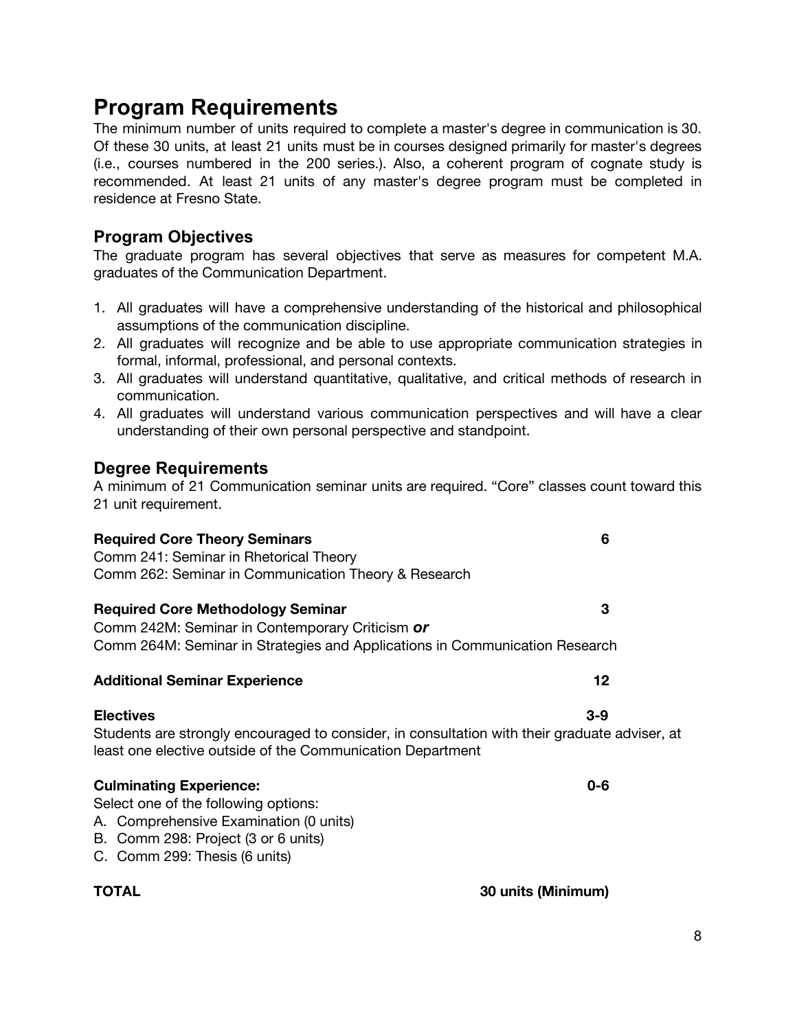# Program Requirements

The minimum number of units required to complete a master's degree in communication is 30. Of these 30 units, at least 21 units must be in courses designed primarily for master's degrees (i.e., courses numbered in the 200 series.). Also, a coherent program of cognate study is recommended. At least 21 units of any master's degree program must be completed in residence at Fresno State.

## Program Objectives

The graduate program has several objectives that serve as measures for competent M.A. graduates of the Communication Department.

1. All graduates will have a comprehensive understanding of the historical and philosophical assumptions of the communication discipline.
2. All graduates will recognize and be able to use appropriate communication strategies in formal, informal, professional, and personal contexts.
3. All graduates will understand quantitative, qualitative, and critical methods of research in communication.
4. All graduates will understand various communication perspectives and will have a clear understanding of their own personal perspective and standpoint.

## Degree Requirements

A minimum of 21 Communication seminar units are required. "Core" classes count toward this 21 unit requirement.

**Required Core Theory Seminars** — **6**

Comm 241: Seminar in Rhetorical Theory
Comm 262: Seminar in Communication Theory & Research

**Required Core Methodology Seminar** — **3**

Comm 242M: Seminar in Contemporary Criticism ***or***
Comm 264M: Seminar in Strategies and Applications in Communication Research

**Additional Seminar Experience** — **12**

**Electives** — **3-9**

Students are strongly encouraged to consider, in consultation with their graduate adviser, at least one elective outside of the Communication Department

**Culminating Experience:** — **0-6**

Select one of the following options:

A. Comprehensive Examination (0 units)
B. Comm 298: Project (3 or 6 units)
C. Comm 299: Thesis (6 units)

**TOTAL** — **30 units (Minimum)**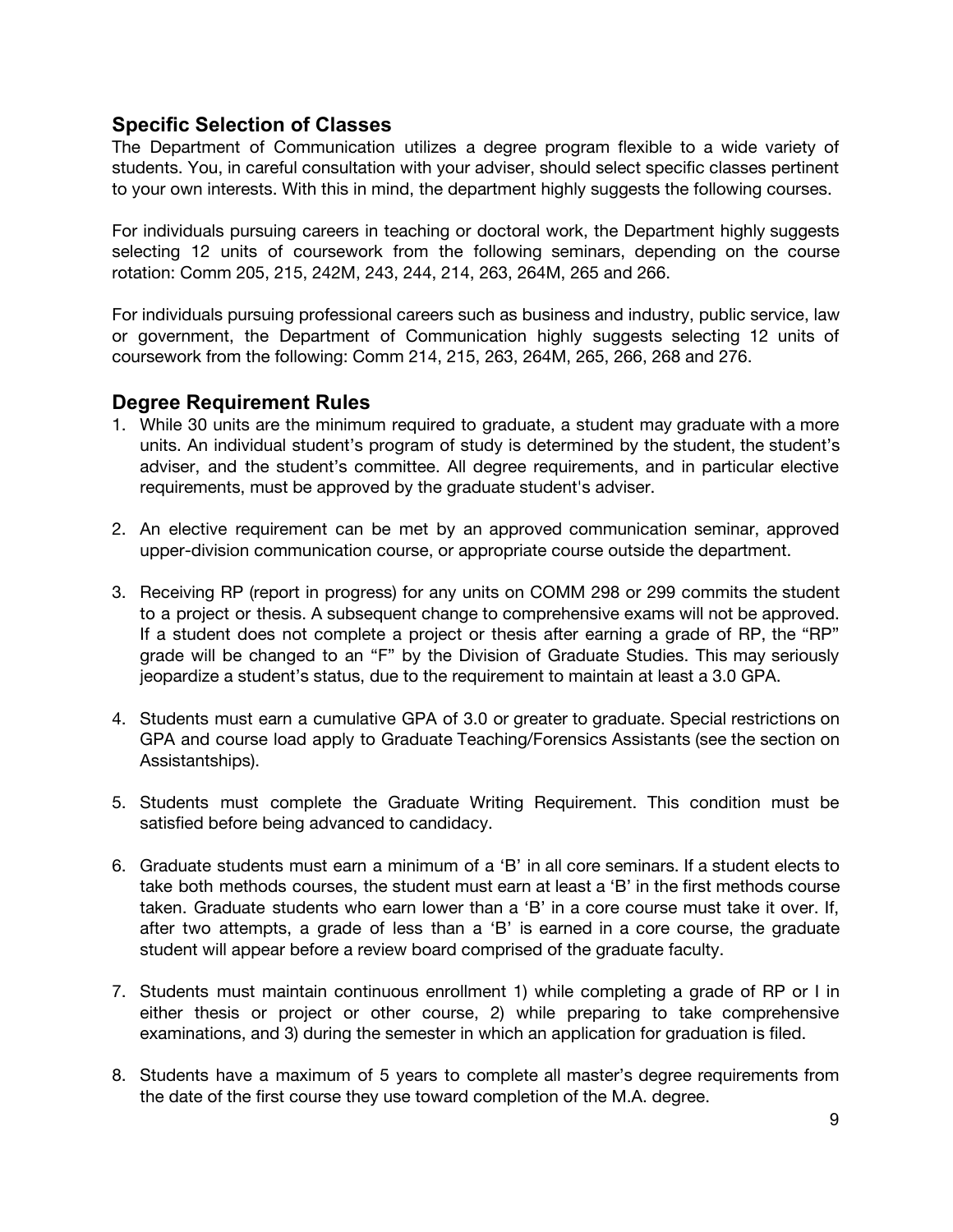## Specific Selection of Classes

The Department of Communication utilizes a degree program flexible to a wide variety of students. You, in careful consultation with your adviser, should select specific classes pertinent to your own interests. With this in mind, the department highly suggests the following courses.

For individuals pursuing careers in teaching or doctoral work, the Department highly suggests selecting 12 units of coursework from the following seminars, depending on the course rotation: Comm 205, 215, 242M, 243, 244, 214, 263, 264M, 265 and 266.

For individuals pursuing professional careers such as business and industry, public service, law or government, the Department of Communication highly suggests selecting 12 units of coursework from the following: Comm 214, 215, 263, 264M, 265, 266, 268 and 276.

## Degree Requirement Rules

1. While 30 units are the minimum required to graduate, a student may graduate with a more units. An individual student's program of study is determined by the student, the student's adviser, and the student's committee. All degree requirements, and in particular elective requirements, must be approved by the graduate student's adviser.

2. An elective requirement can be met by an approved communication seminar, approved upper-division communication course, or appropriate course outside the department.

3. Receiving RP (report in progress) for any units on COMM 298 or 299 commits the student to a project or thesis. A subsequent change to comprehensive exams will not be approved. If a student does not complete a project or thesis after earning a grade of RP, the "RP" grade will be changed to an "F" by the Division of Graduate Studies. This may seriously jeopardize a student's status, due to the requirement to maintain at least a 3.0 GPA.

4. Students must earn a cumulative GPA of 3.0 or greater to graduate. Special restrictions on GPA and course load apply to Graduate Teaching/Forensics Assistants (see the section on Assistantships).

5. Students must complete the Graduate Writing Requirement. This condition must be satisfied before being advanced to candidacy.

6. Graduate students must earn a minimum of a 'B' in all core seminars. If a student elects to take both methods courses, the student must earn at least a 'B' in the first methods course taken. Graduate students who earn lower than a 'B' in a core course must take it over. If, after two attempts, a grade of less than a 'B' is earned in a core course, the graduate student will appear before a review board comprised of the graduate faculty.

7. Students must maintain continuous enrollment 1) while completing a grade of RP or I in either thesis or project or other course, 2) while preparing to take comprehensive examinations, and 3) during the semester in which an application for graduation is filed.

8. Students have a maximum of 5 years to complete all master's degree requirements from the date of the first course they use toward completion of the M.A. degree.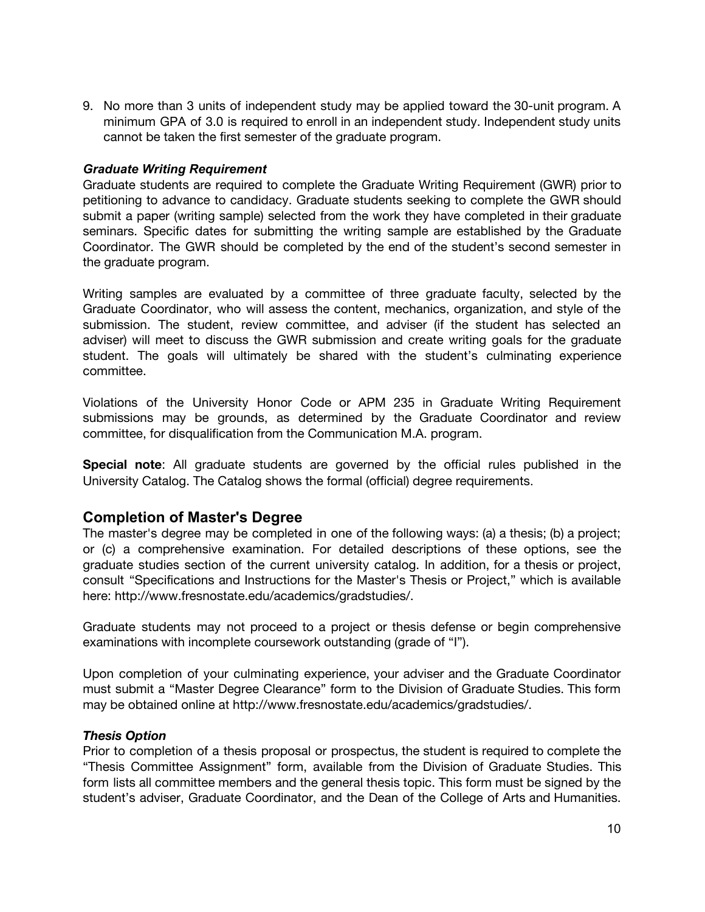9. No more than 3 units of independent study may be applied toward the 30-unit program. A minimum GPA of 3.0 is required to enroll in an independent study. Independent study units cannot be taken the first semester of the graduate program.

***Graduate Writing Requirement***

Graduate students are required to complete the Graduate Writing Requirement (GWR) prior to petitioning to advance to candidacy. Graduate students seeking to complete the GWR should submit a paper (writing sample) selected from the work they have completed in their graduate seminars. Specific dates for submitting the writing sample are established by the Graduate Coordinator. The GWR should be completed by the end of the student's second semester in the graduate program.

Writing samples are evaluated by a committee of three graduate faculty, selected by the Graduate Coordinator, who will assess the content, mechanics, organization, and style of the submission. The student, review committee, and adviser (if the student has selected an adviser) will meet to discuss the GWR submission and create writing goals for the graduate student. The goals will ultimately be shared with the student's culminating experience committee.

Violations of the University Honor Code or APM 235 in Graduate Writing Requirement submissions may be grounds, as determined by the Graduate Coordinator and review committee, for disqualification from the Communication M.A. program.

**Special note**: All graduate students are governed by the official rules published in the University Catalog. The Catalog shows the formal (official) degree requirements.

## Completion of Master's Degree

The master's degree may be completed in one of the following ways: (a) a thesis; (b) a project; or (c) a comprehensive examination. For detailed descriptions of these options, see the graduate studies section of the current university catalog. In addition, for a thesis or project, consult "Specifications and Instructions for the Master's Thesis or Project," which is available here: http://www.fresnostate.edu/academics/gradstudies/.

Graduate students may not proceed to a project or thesis defense or begin comprehensive examinations with incomplete coursework outstanding (grade of "I").

Upon completion of your culminating experience, your adviser and the Graduate Coordinator must submit a "Master Degree Clearance" form to the Division of Graduate Studies. This form may be obtained online at http://www.fresnostate.edu/academics/gradstudies/.

***Thesis Option***

Prior to completion of a thesis proposal or prospectus, the student is required to complete the "Thesis Committee Assignment" form, available from the Division of Graduate Studies. This form lists all committee members and the general thesis topic. This form must be signed by the student's adviser, Graduate Coordinator, and the Dean of the College of Arts and Humanities.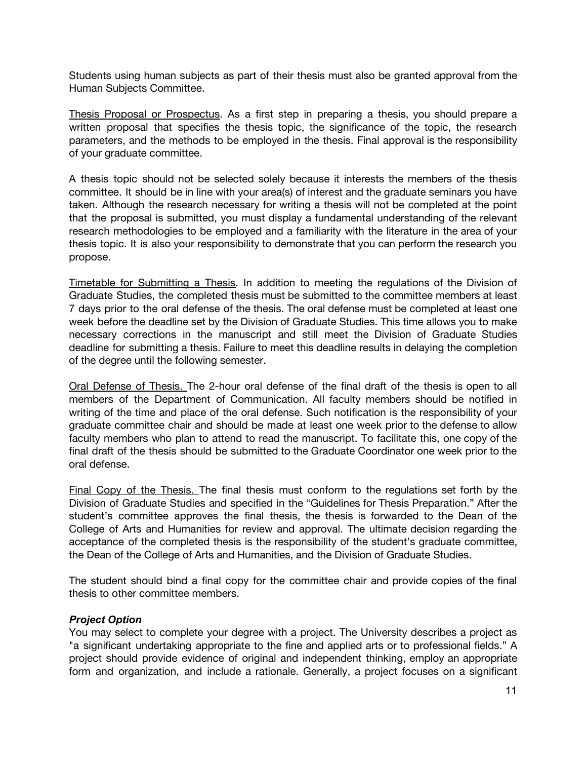Students using human subjects as part of their thesis must also be granted approval from the Human Subjects Committee.

Thesis Proposal or Prospectus. As a first step in preparing a thesis, you should prepare a written proposal that specifies the thesis topic, the significance of the topic, the research parameters, and the methods to be employed in the thesis. Final approval is the responsibility of your graduate committee.

A thesis topic should not be selected solely because it interests the members of the thesis committee. It should be in line with your area(s) of interest and the graduate seminars you have taken. Although the research necessary for writing a thesis will not be completed at the point that the proposal is submitted, you must display a fundamental understanding of the relevant research methodologies to be employed and a familiarity with the literature in the area of your thesis topic. It is also your responsibility to demonstrate that you can perform the research you propose.

Timetable for Submitting a Thesis. In addition to meeting the regulations of the Division of Graduate Studies, the completed thesis must be submitted to the committee members at least 7 days prior to the oral defense of the thesis. The oral defense must be completed at least one week before the deadline set by the Division of Graduate Studies. This time allows you to make necessary corrections in the manuscript and still meet the Division of Graduate Studies deadline for submitting a thesis. Failure to meet this deadline results in delaying the completion of the degree until the following semester.

Oral Defense of Thesis. The 2-hour oral defense of the final draft of the thesis is open to all members of the Department of Communication. All faculty members should be notified in writing of the time and place of the oral defense. Such notification is the responsibility of your graduate committee chair and should be made at least one week prior to the defense to allow faculty members who plan to attend to read the manuscript. To facilitate this, one copy of the final draft of the thesis should be submitted to the Graduate Coordinator one week prior to the oral defense.

Final Copy of the Thesis. The final thesis must conform to the regulations set forth by the Division of Graduate Studies and specified in the "Guidelines for Thesis Preparation." After the student's committee approves the final thesis, the thesis is forwarded to the Dean of the College of Arts and Humanities for review and approval. The ultimate decision regarding the acceptance of the completed thesis is the responsibility of the student's graduate committee, the Dean of the College of Arts and Humanities, and the Division of Graduate Studies.

The student should bind a final copy for the committee chair and provide copies of the final thesis to other committee members.

***Project Option***

You may select to complete your degree with a project. The University describes a project as "a significant undertaking appropriate to the fine and applied arts or to professional fields." A project should provide evidence of original and independent thinking, employ an appropriate form and organization, and include a rationale. Generally, a project focuses on a significant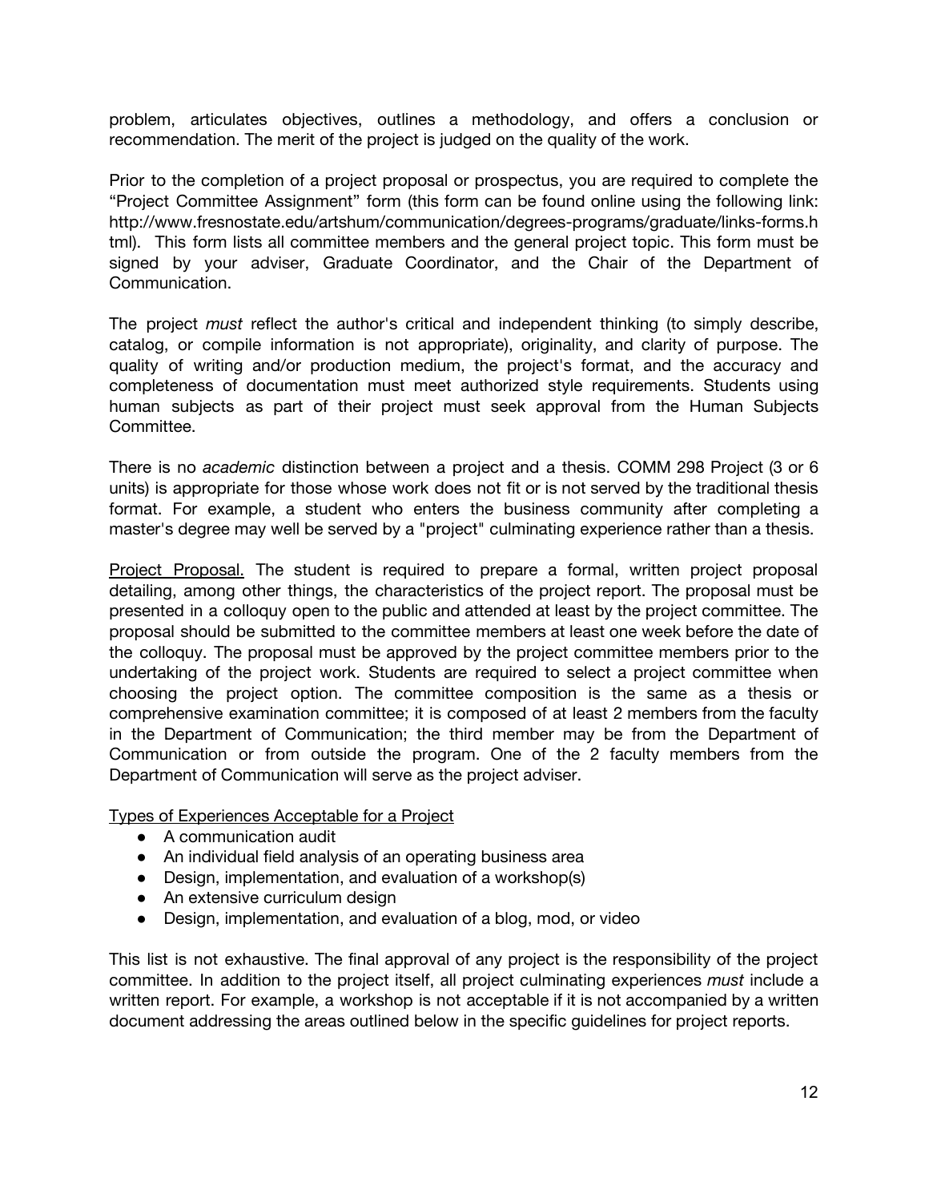problem, articulates objectives, outlines a methodology, and offers a conclusion or recommendation. The merit of the project is judged on the quality of the work.

Prior to the completion of a project proposal or prospectus, you are required to complete the "Project Committee Assignment" form (this form can be found online using the following link: http://www.fresnostate.edu/artshum/communication/degrees-programs/graduate/links-forms.html). This form lists all committee members and the general project topic. This form must be signed by your adviser, Graduate Coordinator, and the Chair of the Department of Communication.

The project *must* reflect the author's critical and independent thinking (to simply describe, catalog, or compile information is not appropriate), originality, and clarity of purpose. The quality of writing and/or production medium, the project's format, and the accuracy and completeness of documentation must meet authorized style requirements. Students using human subjects as part of their project must seek approval from the Human Subjects Committee.

There is no *academic* distinction between a project and a thesis. COMM 298 Project (3 or 6 units) is appropriate for those whose work does not fit or is not served by the traditional thesis format. For example, a student who enters the business community after completing a master's degree may well be served by a "project" culminating experience rather than a thesis.

<u>Project Proposal.</u> The student is required to prepare a formal, written project proposal detailing, among other things, the characteristics of the project report. The proposal must be presented in a colloquy open to the public and attended at least by the project committee. The proposal should be submitted to the committee members at least one week before the date of the colloquy. The proposal must be approved by the project committee members prior to the undertaking of the project work. Students are required to select a project committee when choosing the project option. The committee composition is the same as a thesis or comprehensive examination committee; it is composed of at least 2 members from the faculty in the Department of Communication; the third member may be from the Department of Communication or from outside the program. One of the 2 faculty members from the Department of Communication will serve as the project adviser.

<u>Types of Experiences Acceptable for a Project</u>

- A communication audit
- An individual field analysis of an operating business area
- Design, implementation, and evaluation of a workshop(s)
- An extensive curriculum design
- Design, implementation, and evaluation of a blog, mod, or video

This list is not exhaustive. The final approval of any project is the responsibility of the project committee. In addition to the project itself, all project culminating experiences *must* include a written report. For example, a workshop is not acceptable if it is not accompanied by a written document addressing the areas outlined below in the specific guidelines for project reports.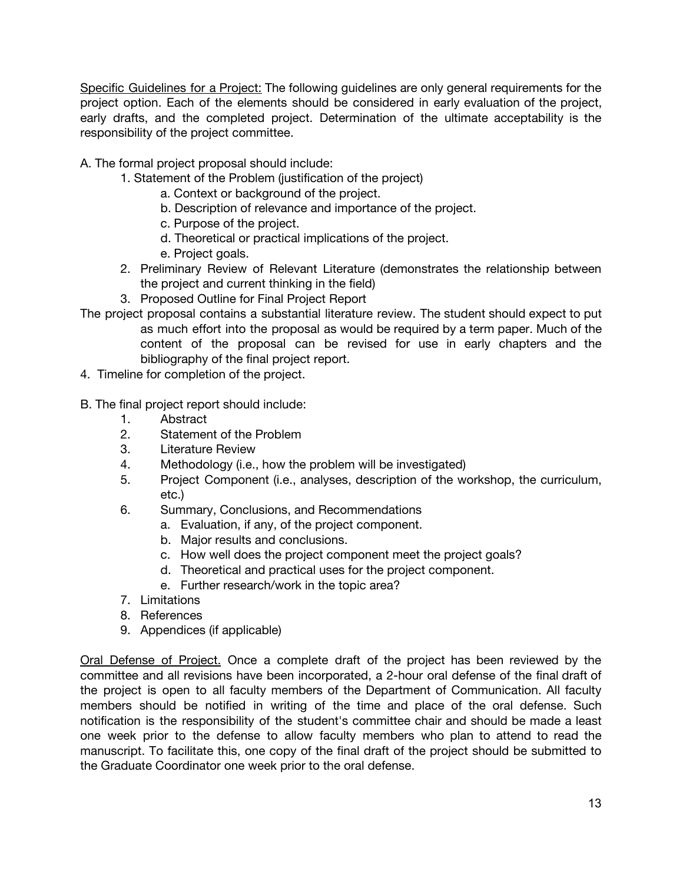<u>Specific Guidelines for a Project:</u> The following guidelines are only general requirements for the project option. Each of the elements should be considered in early evaluation of the project, early drafts, and the completed project. Determination of the ultimate acceptability is the responsibility of the project committee.

A. The formal project proposal should include:

1. Statement of the Problem (justification of the project)
    - a. Context or background of the project.
    - b. Description of relevance and importance of the project.
    - c. Purpose of the project.
    - d. Theoretical or practical implications of the project.
    - e. Project goals.
2. Preliminary Review of Relevant Literature (demonstrates the relationship between the project and current thinking in the field)
3. Proposed Outline for Final Project Report

The project proposal contains a substantial literature review. The student should expect to put as much effort into the proposal as would be required by a term paper. Much of the content of the proposal can be revised for use in early chapters and the bibliography of the final project report.

4. Timeline for completion of the project.

B. The final project report should include:

1. Abstract
2. Statement of the Problem
3. Literature Review
4. Methodology (i.e., how the problem will be investigated)
5. Project Component (i.e., analyses, description of the workshop, the curriculum, etc.)
6. Summary, Conclusions, and Recommendations
    - a. Evaluation, if any, of the project component.
    - b. Major results and conclusions.
    - c. How well does the project component meet the project goals?
    - d. Theoretical and practical uses for the project component.
    - e. Further research/work in the topic area?
7. Limitations
8. References
9. Appendices (if applicable)

<u>Oral Defense of Project.</u> Once a complete draft of the project has been reviewed by the committee and all revisions have been incorporated, a 2-hour oral defense of the final draft of the project is open to all faculty members of the Department of Communication. All faculty members should be notified in writing of the time and place of the oral defense. Such notification is the responsibility of the student's committee chair and should be made a least one week prior to the defense to allow faculty members who plan to attend to read the manuscript. To facilitate this, one copy of the final draft of the project should be submitted to the Graduate Coordinator one week prior to the oral defense.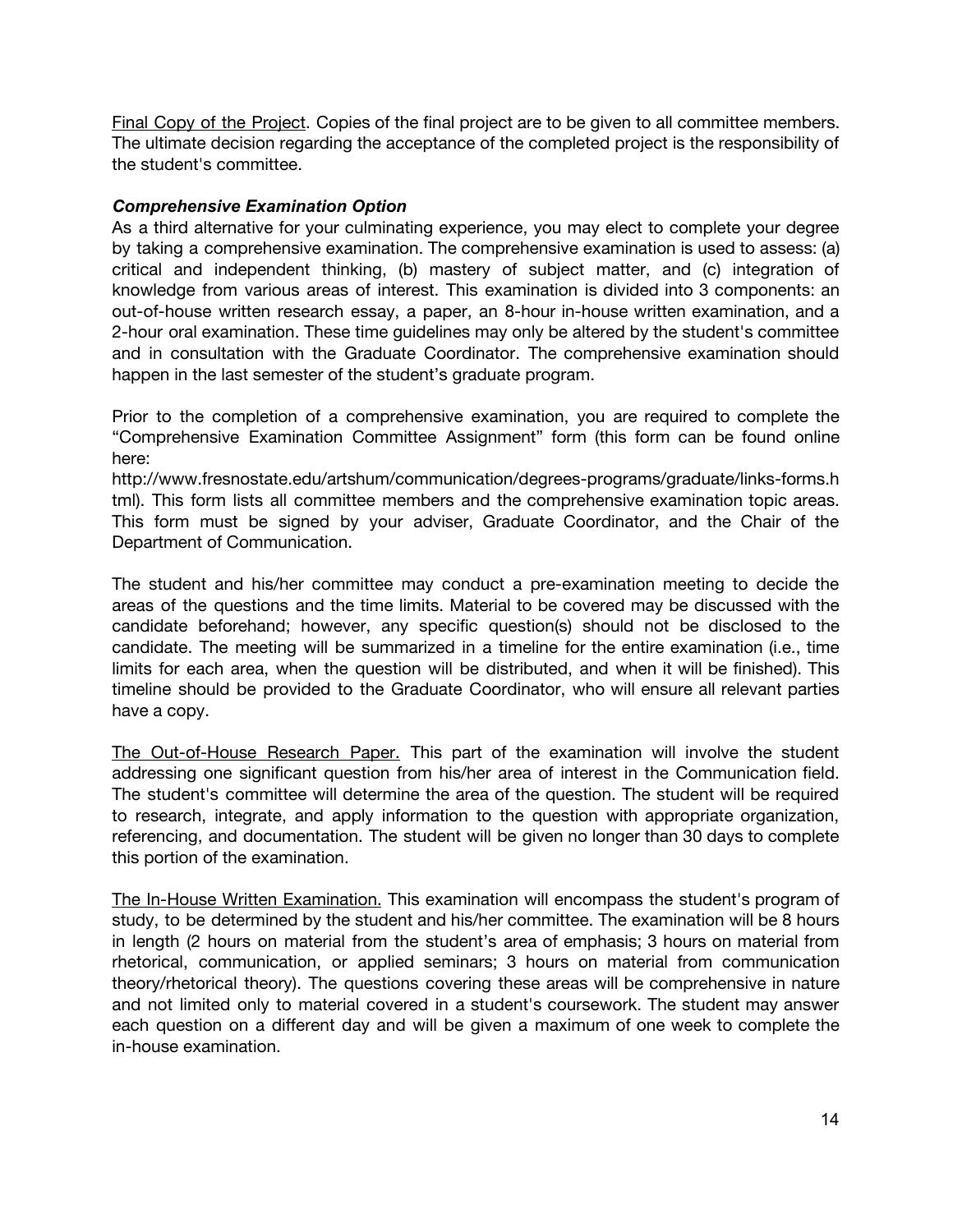Final Copy of the Project. Copies of the final project are to be given to all committee members. The ultimate decision regarding the acceptance of the completed project is the responsibility of the student's committee.

### *Comprehensive Examination Option*

As a third alternative for your culminating experience, you may elect to complete your degree by taking a comprehensive examination. The comprehensive examination is used to assess: (a) critical and independent thinking, (b) mastery of subject matter, and (c) integration of knowledge from various areas of interest. This examination is divided into 3 components: an out-of-house written research essay, a paper, an 8-hour in-house written examination, and a 2-hour oral examination. These time guidelines may only be altered by the student's committee and in consultation with the Graduate Coordinator. The comprehensive examination should happen in the last semester of the student's graduate program.

Prior to the completion of a comprehensive examination, you are required to complete the "Comprehensive Examination Committee Assignment" form (this form can be found online here: http://www.fresnostate.edu/artshum/communication/degrees-programs/graduate/links-forms.html). This form lists all committee members and the comprehensive examination topic areas. This form must be signed by your adviser, Graduate Coordinator, and the Chair of the Department of Communication.

The student and his/her committee may conduct a pre-examination meeting to decide the areas of the questions and the time limits. Material to be covered may be discussed with the candidate beforehand; however, any specific question(s) should not be disclosed to the candidate. The meeting will be summarized in a timeline for the entire examination (i.e., time limits for each area, when the question will be distributed, and when it will be finished). This timeline should be provided to the Graduate Coordinator, who will ensure all relevant parties have a copy.

The Out-of-House Research Paper. This part of the examination will involve the student addressing one significant question from his/her area of interest in the Communication field. The student's committee will determine the area of the question. The student will be required to research, integrate, and apply information to the question with appropriate organization, referencing, and documentation. The student will be given no longer than 30 days to complete this portion of the examination.

The In-House Written Examination. This examination will encompass the student's program of study, to be determined by the student and his/her committee. The examination will be 8 hours in length (2 hours on material from the student's area of emphasis; 3 hours on material from rhetorical, communication, or applied seminars; 3 hours on material from communication theory/rhetorical theory). The questions covering these areas will be comprehensive in nature and not limited only to material covered in a student's coursework. The student may answer each question on a different day and will be given a maximum of one week to complete the in-house examination.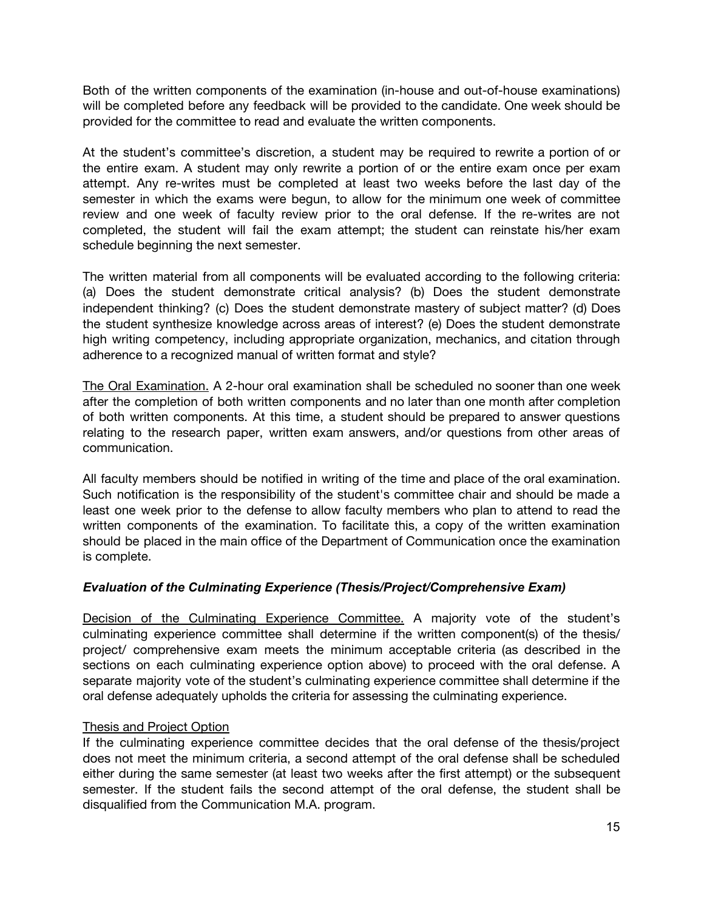Both of the written components of the examination (in-house and out-of-house examinations) will be completed before any feedback will be provided to the candidate. One week should be provided for the committee to read and evaluate the written components.

At the student's committee's discretion, a student may be required to rewrite a portion of or the entire exam. A student may only rewrite a portion of or the entire exam once per exam attempt. Any re-writes must be completed at least two weeks before the last day of the semester in which the exams were begun, to allow for the minimum one week of committee review and one week of faculty review prior to the oral defense. If the re-writes are not completed, the student will fail the exam attempt; the student can reinstate his/her exam schedule beginning the next semester.

The written material from all components will be evaluated according to the following criteria: (a) Does the student demonstrate critical analysis? (b) Does the student demonstrate independent thinking? (c) Does the student demonstrate mastery of subject matter? (d) Does the student synthesize knowledge across areas of interest? (e) Does the student demonstrate high writing competency, including appropriate organization, mechanics, and citation through adherence to a recognized manual of written format and style?

<u>The Oral Examination.</u> A 2-hour oral examination shall be scheduled no sooner than one week after the completion of both written components and no later than one month after completion of both written components. At this time, a student should be prepared to answer questions relating to the research paper, written exam answers, and/or questions from other areas of communication.

All faculty members should be notified in writing of the time and place of the oral examination. Such notification is the responsibility of the student's committee chair and should be made a least one week prior to the defense to allow faculty members who plan to attend to read the written components of the examination. To facilitate this, a copy of the written examination should be placed in the main office of the Department of Communication once the examination is complete.

### *Evaluation of the Culminating Experience (Thesis/Project/Comprehensive Exam)*

<u>Decision of the Culminating Experience Committee.</u> A majority vote of the student's culminating experience committee shall determine if the written component(s) of the thesis/ project/ comprehensive exam meets the minimum acceptable criteria (as described in the sections on each culminating experience option above) to proceed with the oral defense. A separate majority vote of the student's culminating experience committee shall determine if the oral defense adequately upholds the criteria for assessing the culminating experience.

<u>Thesis and Project Option</u>
If the culminating experience committee decides that the oral defense of the thesis/project does not meet the minimum criteria, a second attempt of the oral defense shall be scheduled either during the same semester (at least two weeks after the first attempt) or the subsequent semester. If the student fails the second attempt of the oral defense, the student shall be disqualified from the Communication M.A. program.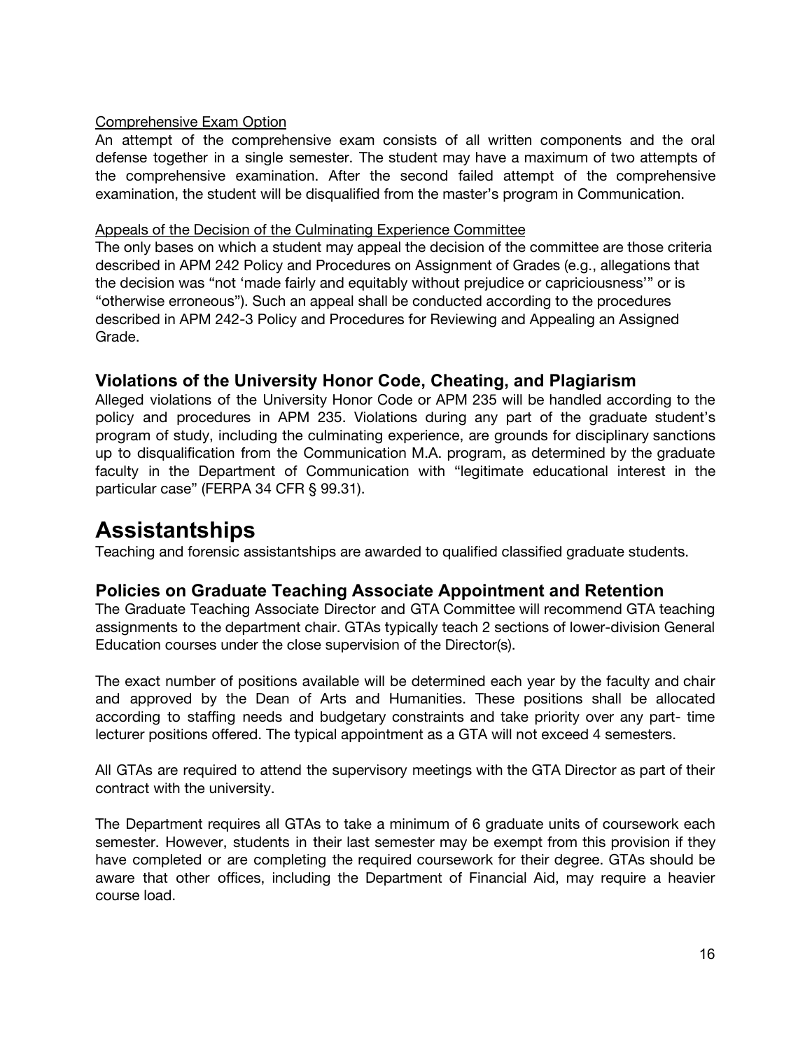Comprehensive Exam Option

An attempt of the comprehensive exam consists of all written components and the oral defense together in a single semester. The student may have a maximum of two attempts of the comprehensive examination. After the second failed attempt of the comprehensive examination, the student will be disqualified from the master's program in Communication.

Appeals of the Decision of the Culminating Experience Committee

The only bases on which a student may appeal the decision of the committee are those criteria described in APM 242 Policy and Procedures on Assignment of Grades (e.g., allegations that the decision was "not 'made fairly and equitably without prejudice or capriciousness'" or is "otherwise erroneous"). Such an appeal shall be conducted according to the procedures described in APM 242-3 Policy and Procedures for Reviewing and Appealing an Assigned Grade.

## Violations of the University Honor Code, Cheating, and Plagiarism

Alleged violations of the University Honor Code or APM 235 will be handled according to the policy and procedures in APM 235. Violations during any part of the graduate student's program of study, including the culminating experience, are grounds for disciplinary sanctions up to disqualification from the Communication M.A. program, as determined by the graduate faculty in the Department of Communication with "legitimate educational interest in the particular case" (FERPA 34 CFR § 99.31).

# Assistantships

Teaching and forensic assistantships are awarded to qualified classified graduate students.

## Policies on Graduate Teaching Associate Appointment and Retention

The Graduate Teaching Associate Director and GTA Committee will recommend GTA teaching assignments to the department chair. GTAs typically teach 2 sections of lower-division General Education courses under the close supervision of the Director(s).

The exact number of positions available will be determined each year by the faculty and chair and approved by the Dean of Arts and Humanities. These positions shall be allocated according to staffing needs and budgetary constraints and take priority over any part- time lecturer positions offered. The typical appointment as a GTA will not exceed 4 semesters.

All GTAs are required to attend the supervisory meetings with the GTA Director as part of their contract with the university.

The Department requires all GTAs to take a minimum of 6 graduate units of coursework each semester. However, students in their last semester may be exempt from this provision if they have completed or are completing the required coursework for their degree. GTAs should be aware that other offices, including the Department of Financial Aid, may require a heavier course load.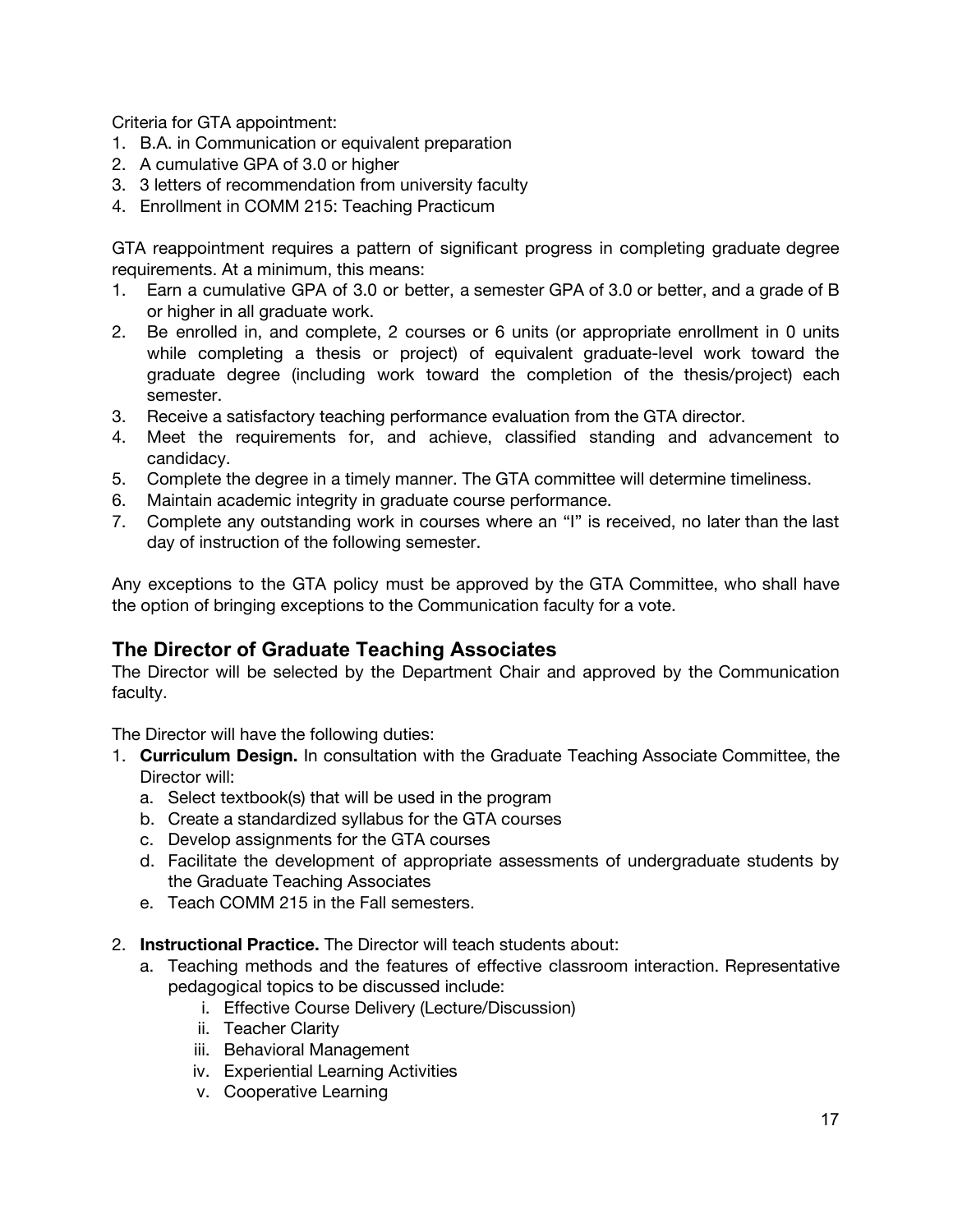Criteria for GTA appointment:

1. B.A. in Communication or equivalent preparation
2. A cumulative GPA of 3.0 or higher
3. 3 letters of recommendation from university faculty
4. Enrollment in COMM 215: Teaching Practicum

GTA reappointment requires a pattern of significant progress in completing graduate degree requirements. At a minimum, this means:

1. Earn a cumulative GPA of 3.0 or better, a semester GPA of 3.0 or better, and a grade of B or higher in all graduate work.
2. Be enrolled in, and complete, 2 courses or 6 units (or appropriate enrollment in 0 units while completing a thesis or project) of equivalent graduate-level work toward the graduate degree (including work toward the completion of the thesis/project) each semester.
3. Receive a satisfactory teaching performance evaluation from the GTA director.
4. Meet the requirements for, and achieve, classified standing and advancement to candidacy.
5. Complete the degree in a timely manner. The GTA committee will determine timeliness.
6. Maintain academic integrity in graduate course performance.
7. Complete any outstanding work in courses where an "I" is received, no later than the last day of instruction of the following semester.

Any exceptions to the GTA policy must be approved by the GTA Committee, who shall have the option of bringing exceptions to the Communication faculty for a vote.

## The Director of Graduate Teaching Associates

The Director will be selected by the Department Chair and approved by the Communication faculty.

The Director will have the following duties:

1. **Curriculum Design.** In consultation with the Graduate Teaching Associate Committee, the Director will:
   a. Select textbook(s) that will be used in the program
   b. Create a standardized syllabus for the GTA courses
   c. Develop assignments for the GTA courses
   d. Facilitate the development of appropriate assessments of undergraduate students by the Graduate Teaching Associates
   e. Teach COMM 215 in the Fall semesters.

2. **Instructional Practice.** The Director will teach students about:
   a. Teaching methods and the features of effective classroom interaction. Representative pedagogical topics to be discussed include:
      i. Effective Course Delivery (Lecture/Discussion)
      ii. Teacher Clarity
      iii. Behavioral Management
      iv. Experiential Learning Activities
      v. Cooperative Learning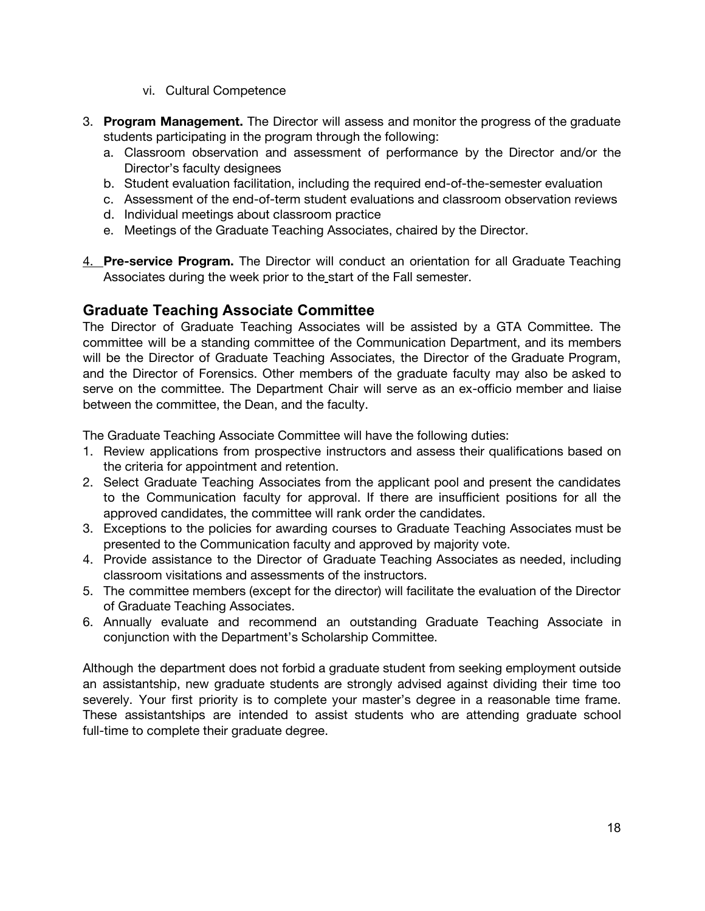vi. Cultural Competence

3. **Program Management.** The Director will assess and monitor the progress of the graduate students participating in the program through the following:
   a. Classroom observation and assessment of performance by the Director and/or the Director's faculty designees
   b. Student evaluation facilitation, including the required end-of-the-semester evaluation
   c. Assessment of the end-of-term student evaluations and classroom observation reviews
   d. Individual meetings about classroom practice
   e. Meetings of the Graduate Teaching Associates, chaired by the Director.

4. **Pre-service Program.** The Director will conduct an orientation for all Graduate Teaching Associates during the week prior to the start of the Fall semester.

## Graduate Teaching Associate Committee

The Director of Graduate Teaching Associates will be assisted by a GTA Committee. The committee will be a standing committee of the Communication Department, and its members will be the Director of Graduate Teaching Associates, the Director of the Graduate Program, and the Director of Forensics. Other members of the graduate faculty may also be asked to serve on the committee. The Department Chair will serve as an ex-officio member and liaise between the committee, the Dean, and the faculty.

The Graduate Teaching Associate Committee will have the following duties:

1. Review applications from prospective instructors and assess their qualifications based on the criteria for appointment and retention.
2. Select Graduate Teaching Associates from the applicant pool and present the candidates to the Communication faculty for approval. If there are insufficient positions for all the approved candidates, the committee will rank order the candidates.
3. Exceptions to the policies for awarding courses to Graduate Teaching Associates must be presented to the Communication faculty and approved by majority vote.
4. Provide assistance to the Director of Graduate Teaching Associates as needed, including classroom visitations and assessments of the instructors.
5. The committee members (except for the director) will facilitate the evaluation of the Director of Graduate Teaching Associates.
6. Annually evaluate and recommend an outstanding Graduate Teaching Associate in conjunction with the Department's Scholarship Committee.

Although the department does not forbid a graduate student from seeking employment outside an assistantship, new graduate students are strongly advised against dividing their time too severely. Your first priority is to complete your master's degree in a reasonable time frame. These assistantships are intended to assist students who are attending graduate school full-time to complete their graduate degree.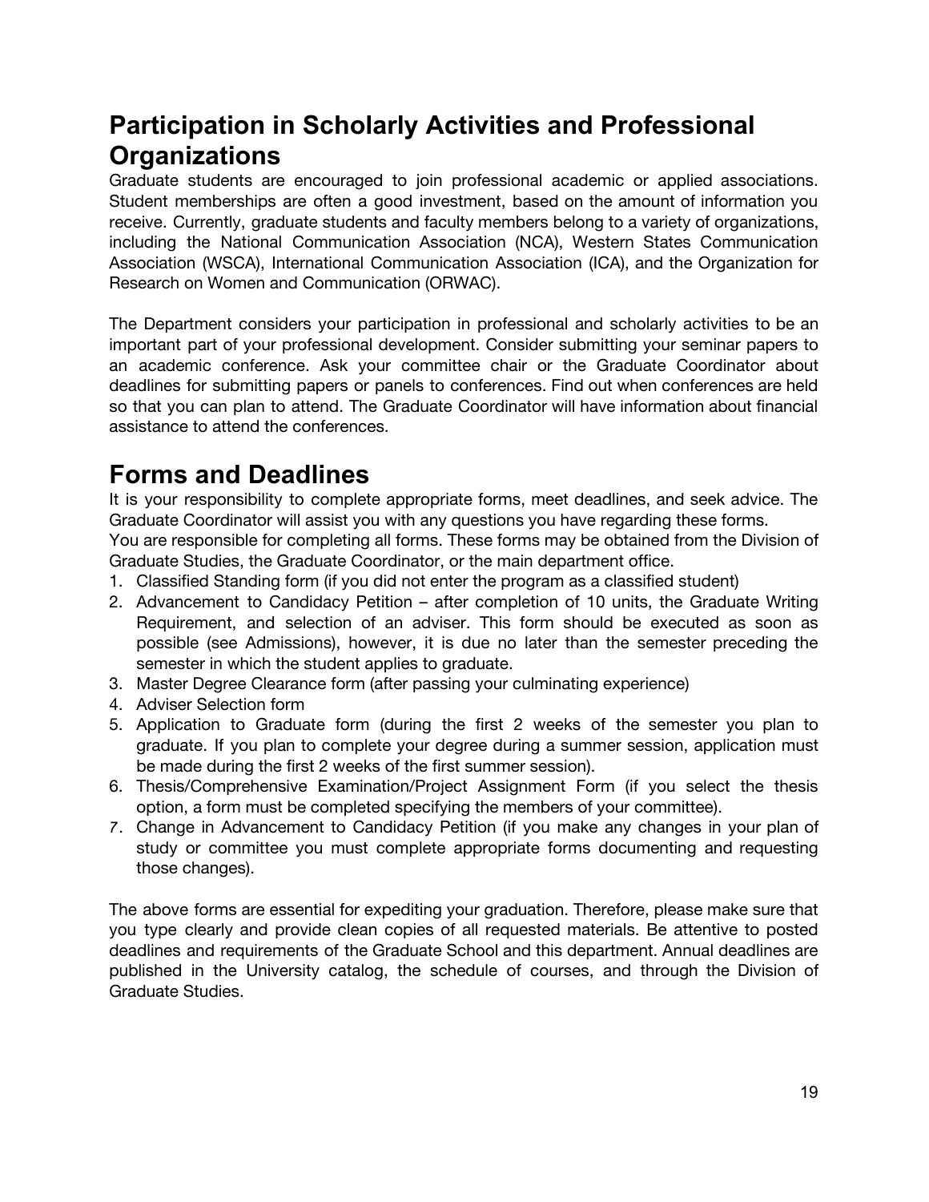## Participation in Scholarly Activities and Professional Organizations

Graduate students are encouraged to join professional academic or applied associations. Student memberships are often a good investment, based on the amount of information you receive. Currently, graduate students and faculty members belong to a variety of organizations, including the National Communication Association (NCA), Western States Communication Association (WSCA), International Communication Association (ICA), and the Organization for Research on Women and Communication (ORWAC).

The Department considers your participation in professional and scholarly activities to be an important part of your professional development. Consider submitting your seminar papers to an academic conference. Ask your committee chair or the Graduate Coordinator about deadlines for submitting papers or panels to conferences. Find out when conferences are held so that you can plan to attend. The Graduate Coordinator will have information about financial assistance to attend the conferences.

## Forms and Deadlines

It is your responsibility to complete appropriate forms, meet deadlines, and seek advice. The Graduate Coordinator will assist you with any questions you have regarding these forms.
You are responsible for completing all forms. These forms may be obtained from the Division of Graduate Studies, the Graduate Coordinator, or the main department office.

1. Classified Standing form (if you did not enter the program as a classified student)
2. Advancement to Candidacy Petition – after completion of 10 units, the Graduate Writing Requirement, and selection of an adviser. This form should be executed as soon as possible (see Admissions), however, it is due no later than the semester preceding the semester in which the student applies to graduate.
3. Master Degree Clearance form (after passing your culminating experience)
4. Adviser Selection form
5. Application to Graduate form (during the first 2 weeks of the semester you plan to graduate. If you plan to complete your degree during a summer session, application must be made during the first 2 weeks of the first summer session).
6. Thesis/Comprehensive Examination/Project Assignment Form (if you select the thesis option, a form must be completed specifying the members of your committee).
7. Change in Advancement to Candidacy Petition (if you make any changes in your plan of study or committee you must complete appropriate forms documenting and requesting those changes).

The above forms are essential for expediting your graduation. Therefore, please make sure that you type clearly and provide clean copies of all requested materials. Be attentive to posted deadlines and requirements of the Graduate School and this department. Annual deadlines are published in the University catalog, the schedule of courses, and through the Division of Graduate Studies.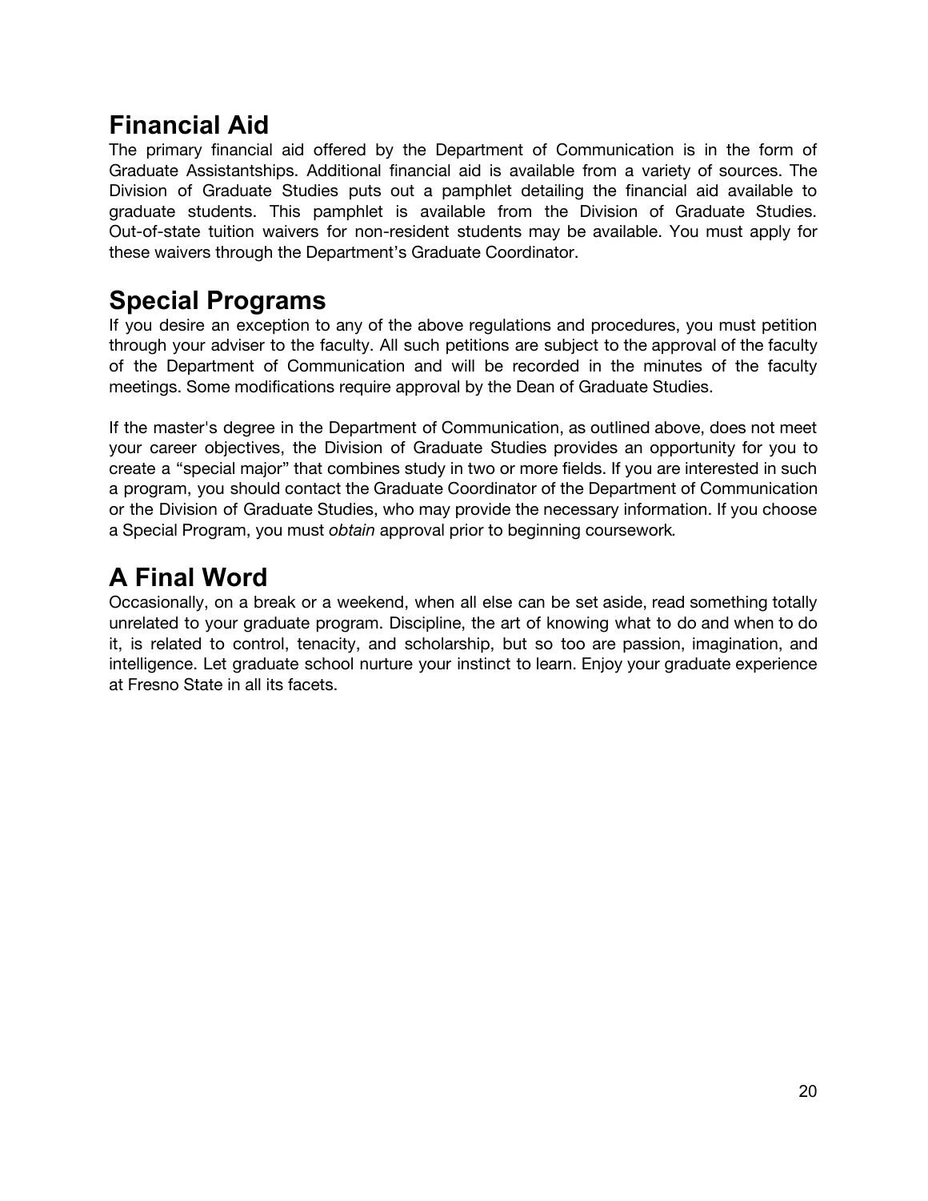## Financial Aid

The primary financial aid offered by the Department of Communication is in the form of Graduate Assistantships. Additional financial aid is available from a variety of sources. The Division of Graduate Studies puts out a pamphlet detailing the financial aid available to graduate students. This pamphlet is available from the Division of Graduate Studies. Out-of-state tuition waivers for non-resident students may be available. You must apply for these waivers through the Department's Graduate Coordinator.

## Special Programs

If you desire an exception to any of the above regulations and procedures, you must petition through your adviser to the faculty. All such petitions are subject to the approval of the faculty of the Department of Communication and will be recorded in the minutes of the faculty meetings. Some modifications require approval by the Dean of Graduate Studies.

If the master's degree in the Department of Communication, as outlined above, does not meet your career objectives, the Division of Graduate Studies provides an opportunity for you to create a "special major" that combines study in two or more fields. If you are interested in such a program, you should contact the Graduate Coordinator of the Department of Communication or the Division of Graduate Studies, who may provide the necessary information. If you choose a Special Program, you must *obtain* approval prior to beginning coursework.

## A Final Word

Occasionally, on a break or a weekend, when all else can be set aside, read something totally unrelated to your graduate program. Discipline, the art of knowing what to do and when to do it, is related to control, tenacity, and scholarship, but so too are passion, imagination, and intelligence. Let graduate school nurture your instinct to learn. Enjoy your graduate experience at Fresno State in all its facets.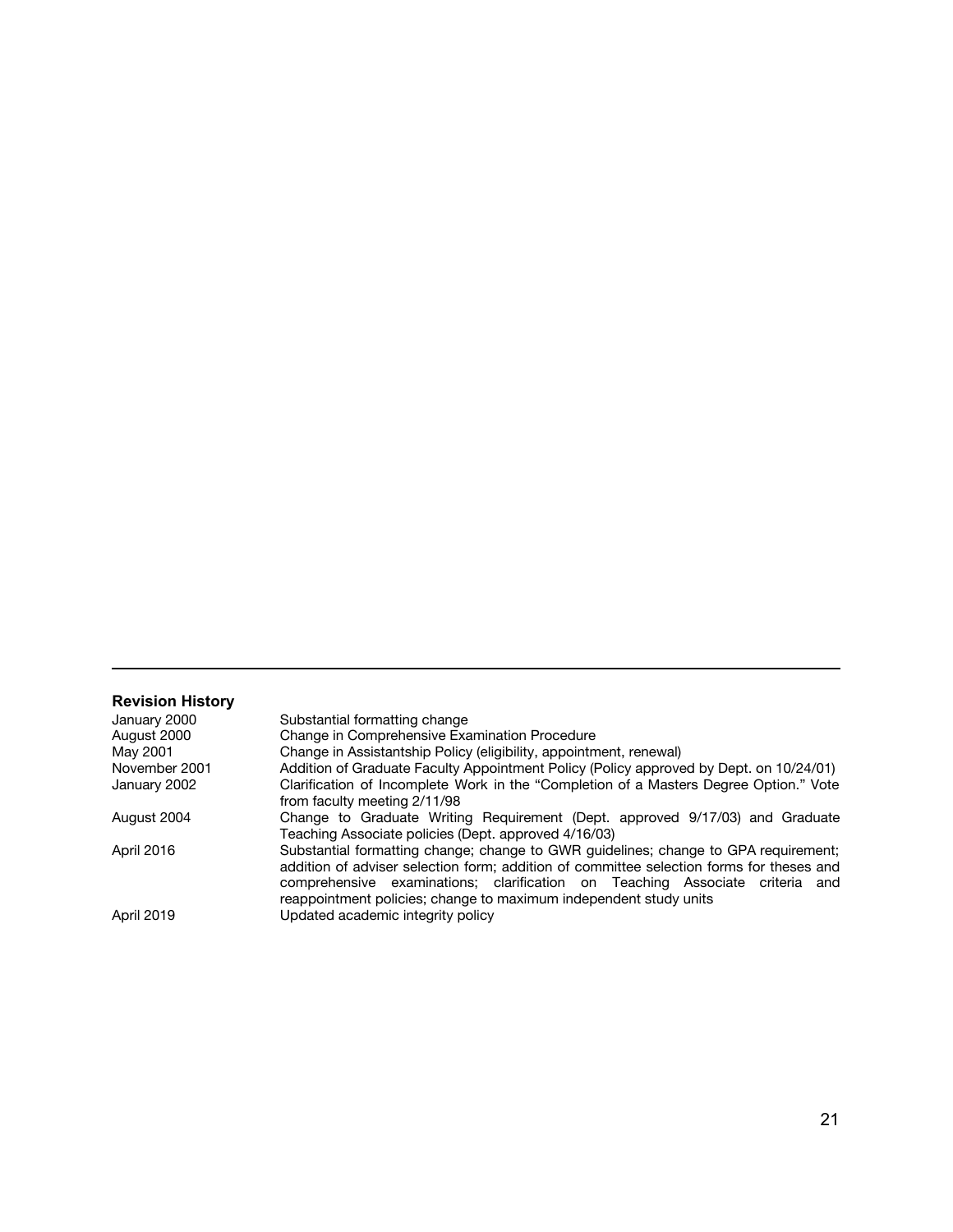---

**Revision History**

| | |
|---|---|
| January 2000 | Substantial formatting change |
| August 2000 | Change in Comprehensive Examination Procedure |
| May 2001 | Change in Assistantship Policy (eligibility, appointment, renewal) |
| November 2001 | Addition of Graduate Faculty Appointment Policy (Policy approved by Dept. on 10/24/01) |
| January 2002 | Clarification of Incomplete Work in the "Completion of a Masters Degree Option." Vote from faculty meeting 2/11/98 |
| August 2004 | Change to Graduate Writing Requirement (Dept. approved 9/17/03) and Graduate Teaching Associate policies (Dept. approved 4/16/03) |
| April 2016 | Substantial formatting change; change to GWR guidelines; change to GPA requirement; addition of adviser selection form; addition of committee selection forms for theses and comprehensive examinations; clarification on Teaching Associate criteria and reappointment policies; change to maximum independent study units |
| April 2019 | Updated academic integrity policy |